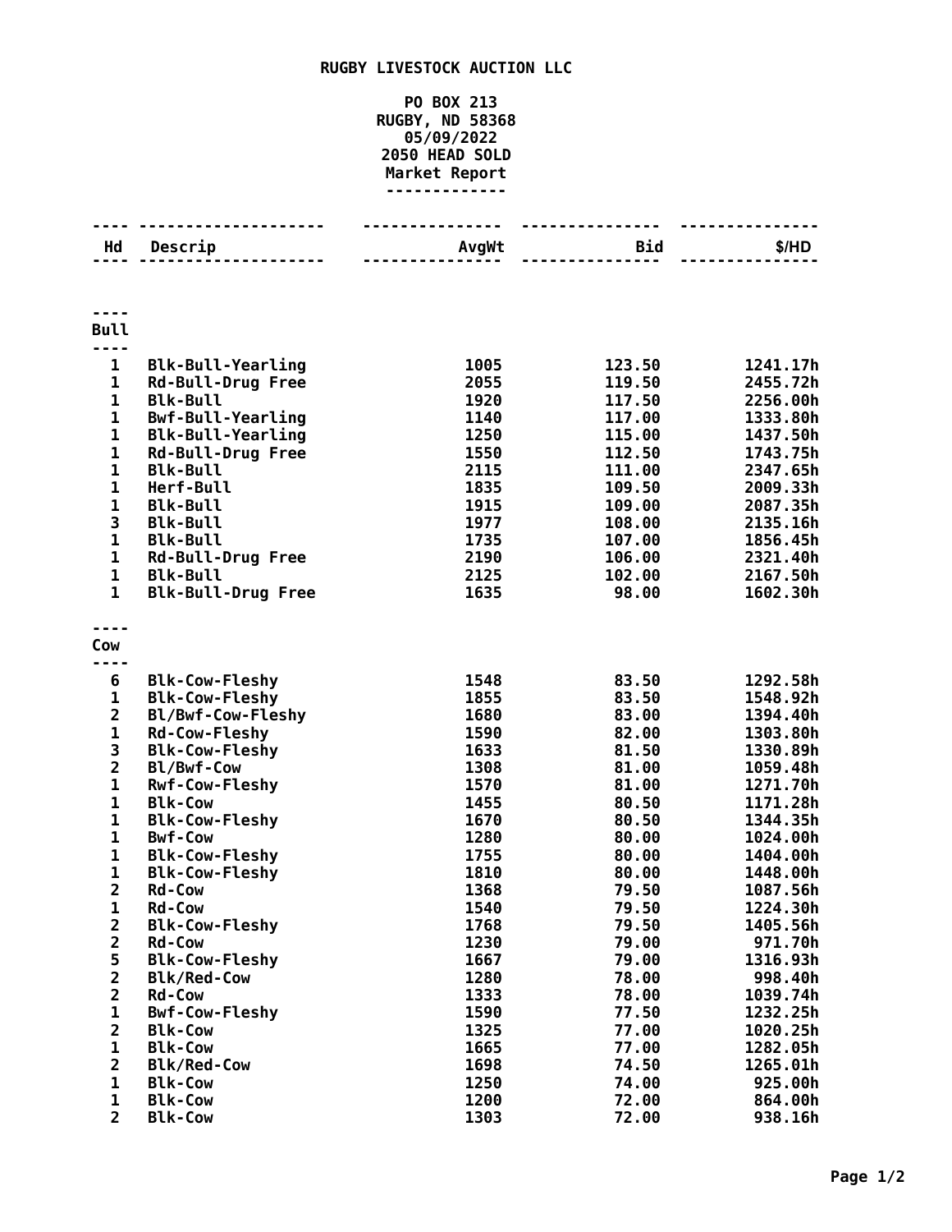# RUGBY LIVESTOCK AUCTION LLC

PO BOX 213
RUGBY, ND 58368
05/09/2022
2050 HEAD SOLD
Market Report

| Hd | Descrip | AvgWt | Bid | $/HD |
|---|---|---|---|---|
| **Bull** | | | | |
| 1 | Blk-Bull-Yearling | 1005 | 123.50 | 1241.17h |
| 1 | Rd-Bull-Drug Free | 2055 | 119.50 | 2455.72h |
| 1 | Blk-Bull | 1920 | 117.50 | 2256.00h |
| 1 | Bwf-Bull-Yearling | 1140 | 117.00 | 1333.80h |
| 1 | Blk-Bull-Yearling | 1250 | 115.00 | 1437.50h |
| 1 | Rd-Bull-Drug Free | 1550 | 112.50 | 1743.75h |
| 1 | Blk-Bull | 2115 | 111.00 | 2347.65h |
| 1 | Herf-Bull | 1835 | 109.50 | 2009.33h |
| 1 | Blk-Bull | 1915 | 109.00 | 2087.35h |
| 3 | Blk-Bull | 1977 | 108.00 | 2135.16h |
| 1 | Blk-Bull | 1735 | 107.00 | 1856.45h |
| 1 | Rd-Bull-Drug Free | 2190 | 106.00 | 2321.40h |
| 1 | Blk-Bull | 2125 | 102.00 | 2167.50h |
| 1 | Blk-Bull-Drug Free | 1635 | 98.00 | 1602.30h |
| **Cow** | | | | |
| 6 | Blk-Cow-Fleshy | 1548 | 83.50 | 1292.58h |
| 1 | Blk-Cow-Fleshy | 1855 | 83.50 | 1548.92h |
| 2 | Bl/Bwf-Cow-Fleshy | 1680 | 83.00 | 1394.40h |
| 1 | Rd-Cow-Fleshy | 1590 | 82.00 | 1303.80h |
| 3 | Blk-Cow-Fleshy | 1633 | 81.50 | 1330.89h |
| 2 | Bl/Bwf-Cow | 1308 | 81.00 | 1059.48h |
| 1 | Rwf-Cow-Fleshy | 1570 | 81.00 | 1271.70h |
| 1 | Blk-Cow | 1455 | 80.50 | 1171.28h |
| 1 | Blk-Cow-Fleshy | 1670 | 80.50 | 1344.35h |
| 1 | Bwf-Cow | 1280 | 80.00 | 1024.00h |
| 1 | Blk-Cow-Fleshy | 1755 | 80.00 | 1404.00h |
| 1 | Blk-Cow-Fleshy | 1810 | 80.00 | 1448.00h |
| 2 | Rd-Cow | 1368 | 79.50 | 1087.56h |
| 1 | Rd-Cow | 1540 | 79.50 | 1224.30h |
| 2 | Blk-Cow-Fleshy | 1768 | 79.50 | 1405.56h |
| 2 | Rd-Cow | 1230 | 79.00 | 971.70h |
| 5 | Blk-Cow-Fleshy | 1667 | 79.00 | 1316.93h |
| 2 | Blk/Red-Cow | 1280 | 78.00 | 998.40h |
| 2 | Rd-Cow | 1333 | 78.00 | 1039.74h |
| 1 | Bwf-Cow-Fleshy | 1590 | 77.50 | 1232.25h |
| 2 | Blk-Cow | 1325 | 77.00 | 1020.25h |
| 1 | Blk-Cow | 1665 | 77.00 | 1282.05h |
| 2 | Blk/Red-Cow | 1698 | 74.50 | 1265.01h |
| 1 | Blk-Cow | 1250 | 74.00 | 925.00h |
| 1 | Blk-Cow | 1200 | 72.00 | 864.00h |
| 2 | Blk-Cow | 1303 | 72.00 | 938.16h |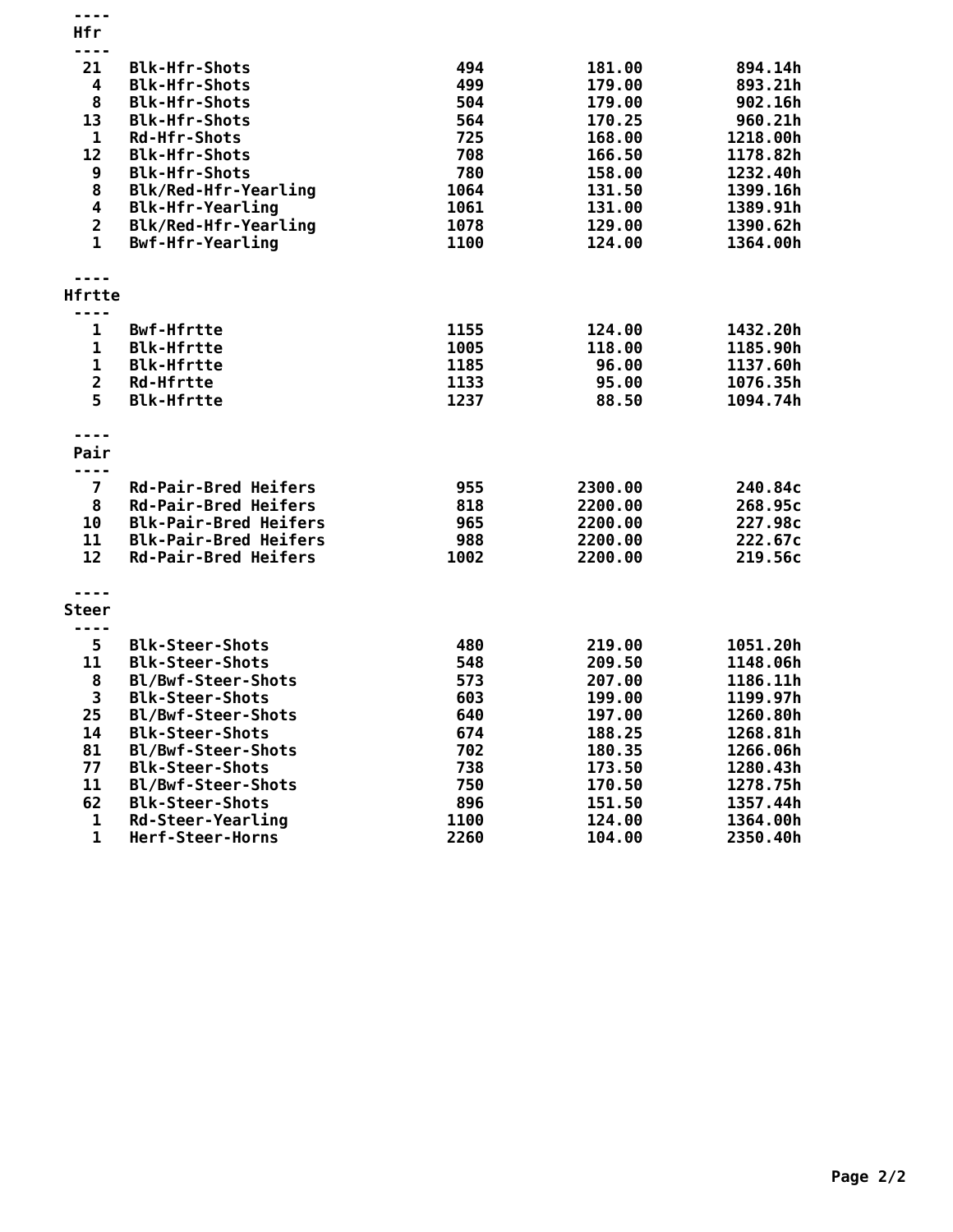----
Hfr
----

| | | | | |
|---|---|---|---|---|
| 21 | Blk-Hfr-Shots | 494 | 181.00 | 894.14h |
| 4 | Blk-Hfr-Shots | 499 | 179.00 | 893.21h |
| 8 | Blk-Hfr-Shots | 504 | 179.00 | 902.16h |
| 13 | Blk-Hfr-Shots | 564 | 170.25 | 960.21h |
| 1 | Rd-Hfr-Shots | 725 | 168.00 | 1218.00h |
| 12 | Blk-Hfr-Shots | 708 | 166.50 | 1178.82h |
| 9 | Blk-Hfr-Shots | 780 | 158.00 | 1232.40h |
| 8 | Blk/Red-Hfr-Yearling | 1064 | 131.50 | 1399.16h |
| 4 | Blk-Hfr-Yearling | 1061 | 131.00 | 1389.91h |
| 2 | Blk/Red-Hfr-Yearling | 1078 | 129.00 | 1390.62h |
| 1 | Bwf-Hfr-Yearling | 1100 | 124.00 | 1364.00h |

----
Hfrtte
----

| | | | | |
|---|---|---|---|---|
| 1 | Bwf-Hfrtte | 1155 | 124.00 | 1432.20h |
| 1 | Blk-Hfrtte | 1005 | 118.00 | 1185.90h |
| 1 | Blk-Hfrtte | 1185 | 96.00 | 1137.60h |
| 2 | Rd-Hfrtte | 1133 | 95.00 | 1076.35h |
| 5 | Blk-Hfrtte | 1237 | 88.50 | 1094.74h |

----
Pair
----

| | | | | |
|---|---|---|---|---|
| 7 | Rd-Pair-Bred Heifers | 955 | 2300.00 | 240.84c |
| 8 | Rd-Pair-Bred Heifers | 818 | 2200.00 | 268.95c |
| 10 | Blk-Pair-Bred Heifers | 965 | 2200.00 | 227.98c |
| 11 | Blk-Pair-Bred Heifers | 988 | 2200.00 | 222.67c |
| 12 | Rd-Pair-Bred Heifers | 1002 | 2200.00 | 219.56c |

----
Steer
----

| | | | | |
|---|---|---|---|---|
| 5 | Blk-Steer-Shots | 480 | 219.00 | 1051.20h |
| 11 | Blk-Steer-Shots | 548 | 209.50 | 1148.06h |
| 8 | Bl/Bwf-Steer-Shots | 573 | 207.00 | 1186.11h |
| 3 | Blk-Steer-Shots | 603 | 199.00 | 1199.97h |
| 25 | Bl/Bwf-Steer-Shots | 640 | 197.00 | 1260.80h |
| 14 | Blk-Steer-Shots | 674 | 188.25 | 1268.81h |
| 81 | Bl/Bwf-Steer-Shots | 702 | 180.35 | 1266.06h |
| 77 | Blk-Steer-Shots | 738 | 173.50 | 1280.43h |
| 11 | Bl/Bwf-Steer-Shots | 750 | 170.50 | 1278.75h |
| 62 | Blk-Steer-Shots | 896 | 151.50 | 1357.44h |
| 1 | Rd-Steer-Yearling | 1100 | 124.00 | 1364.00h |
| 1 | Herf-Steer-Horns | 2260 | 104.00 | 2350.40h |